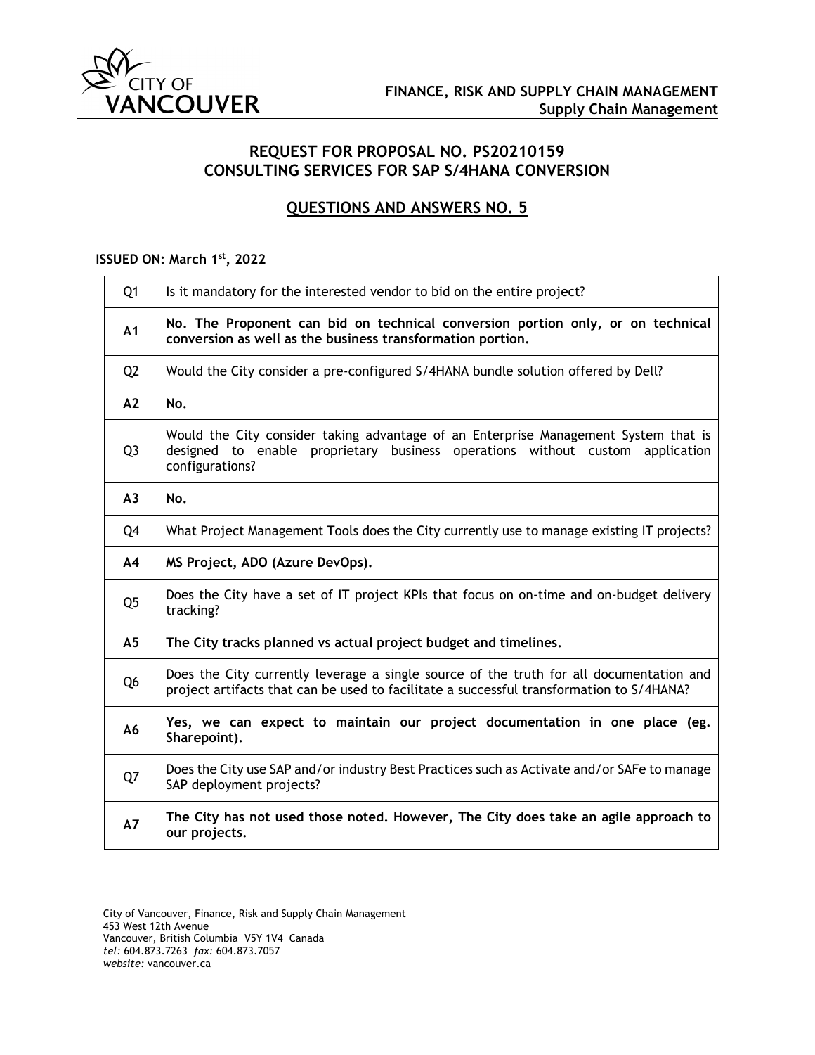**FINANCE, RISK AND SUPPLY CHAIN MANAGEMENT**
**Supply Chain Management**

## REQUEST FOR PROPOSAL NO. PS20210159
## CONSULTING SERVICES FOR SAP S/4HANA CONVERSION

## QUESTIONS AND ANSWERS NO. 5

**ISSUED ON: March 1st, 2022**

| | |
|---|---|
| Q1 | Is it mandatory for the interested vendor to bid on the entire project? |
| **A1** | **No. The Proponent can bid on technical conversion portion only, or on technical conversion as well as the business transformation portion.** |
| Q2 | Would the City consider a pre-configured S/4HANA bundle solution offered by Dell? |
| **A2** | **No.** |
| Q3 | Would the City consider taking advantage of an Enterprise Management System that is designed to enable proprietary business operations without custom application configurations? |
| **A3** | **No.** |
| Q4 | What Project Management Tools does the City currently use to manage existing IT projects? |
| **A4** | **MS Project, ADO (Azure DevOps).** |
| Q5 | Does the City have a set of IT project KPIs that focus on on-time and on-budget delivery tracking? |
| **A5** | **The City tracks planned vs actual project budget and timelines.** |
| Q6 | Does the City currently leverage a single source of the truth for all documentation and project artifacts that can be used to facilitate a successful transformation to S/4HANA? |
| **A6** | **Yes, we can expect to maintain our project documentation in one place (eg. Sharepoint).** |
| Q7 | Does the City use SAP and/or industry Best Practices such as Activate and/or SAFe to manage SAP deployment projects? |
| **A7** | **The City has not used those noted. However, The City does take an agile approach to our projects.** |

City of Vancouver, Finance, Risk and Supply Chain Management
453 West 12th Avenue
Vancouver, British Columbia V5Y 1V4 Canada
*tel:* 604.873.7263 *fax:* 604.873.7057
*website:* vancouver.ca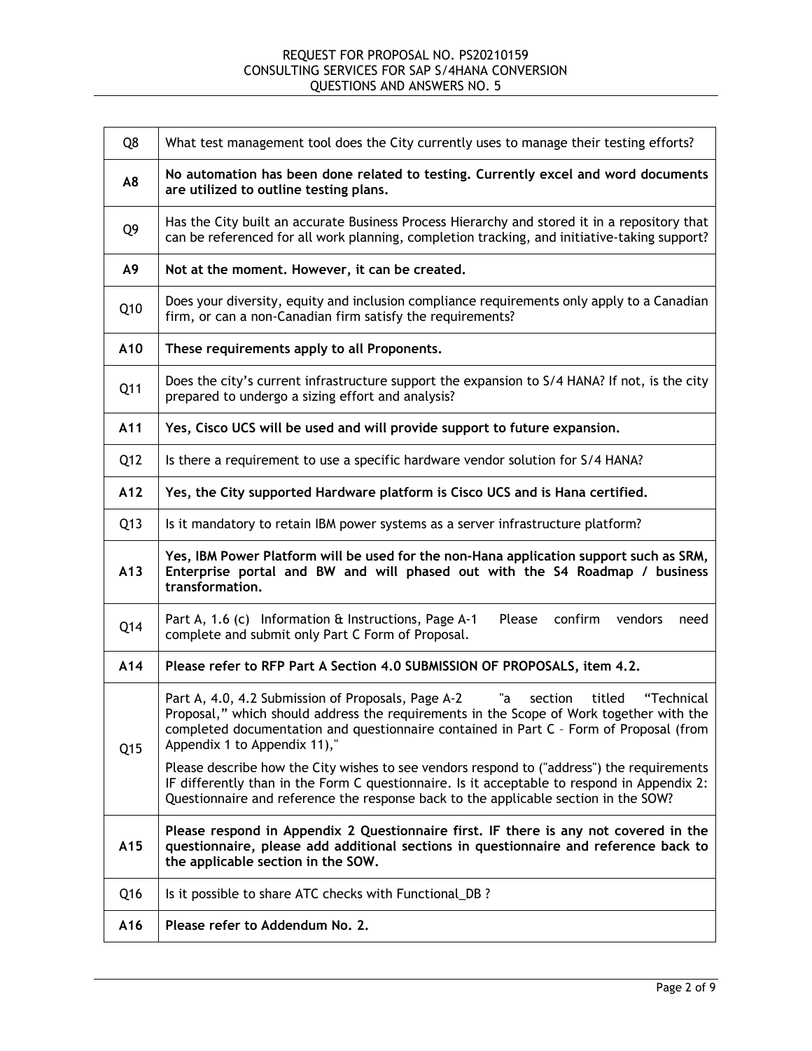| | |
|---|---|
| Q8 | What test management tool does the City currently uses to manage their testing efforts? |
| **A8** | **No automation has been done related to testing. Currently excel and word documents are utilized to outline testing plans.** |
| Q9 | Has the City built an accurate Business Process Hierarchy and stored it in a repository that can be referenced for all work planning, completion tracking, and initiative-taking support? |
| **A9** | **Not at the moment. However, it can be created.** |
| Q10 | Does your diversity, equity and inclusion compliance requirements only apply to a Canadian firm, or can a non-Canadian firm satisfy the requirements? |
| **A10** | **These requirements apply to all Proponents.** |
| Q11 | Does the city's current infrastructure support the expansion to S/4 HANA? If not, is the city prepared to undergo a sizing effort and analysis? |
| **A11** | **Yes, Cisco UCS will be used and will provide support to future expansion.** |
| Q12 | Is there a requirement to use a specific hardware vendor solution for S/4 HANA? |
| **A12** | **Yes, the City supported Hardware platform is Cisco UCS and is Hana certified.** |
| Q13 | Is it mandatory to retain IBM power systems as a server infrastructure platform? |
| **A13** | **Yes, IBM Power Platform will be used for the non-Hana application support such as SRM, Enterprise portal and BW and will phased out with the S4 Roadmap / business transformation.** |
| Q14 | Part A, 1.6 (c) Information & Instructions, Page A-1 Please confirm vendors need complete and submit only Part C Form of Proposal. |
| **A14** | **Please refer to RFP Part A Section 4.0 SUBMISSION OF PROPOSALS, item 4.2.** |
| Q15 | Part A, 4.0, 4.2 Submission of Proposals, Page A-2 "a section titled "Technical Proposal," which should address the requirements in the Scope of Work together with the completed documentation and questionnaire contained in Part C – Form of Proposal (from Appendix 1 to Appendix 11)," <br><br> Please describe how the City wishes to see vendors respond to ("address") the requirements IF differently than in the Form C questionnaire. Is it acceptable to respond in Appendix 2: Questionnaire and reference the response back to the applicable section in the SOW? |
| **A15** | **Please respond in Appendix 2 Questionnaire first. IF there is any not covered in the questionnaire, please add additional sections in questionnaire and reference back to the applicable section in the SOW.** |
| Q16 | Is it possible to share ATC checks with Functional_DB ? |
| **A16** | **Please refer to Addendum No. 2.** |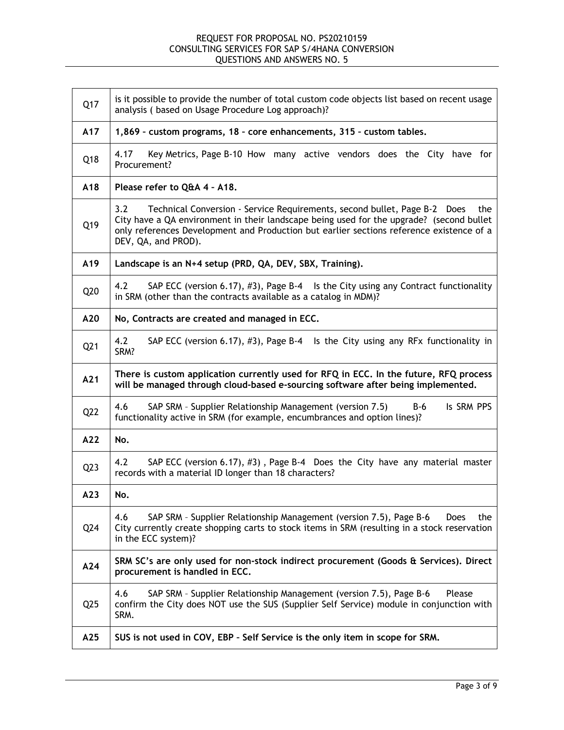| | |
|---|---|
| Q17 | is it possible to provide the number of total custom code objects list based on recent usage analysis ( based on Usage Procedure Log approach)? |
| **A17** | **1,869 – custom programs, 18 – core enhancements, 315 – custom tables.** |
| Q18 | 4.17 Key Metrics, Page B-10 How many active vendors does the City have for Procurement? |
| **A18** | **Please refer to Q&A 4 – A18.** |
| Q19 | 3.2 Technical Conversion - Service Requirements, second bullet, Page B-2 Does the City have a QA environment in their landscape being used for the upgrade? (second bullet only references Development and Production but earlier sections reference existence of a DEV, QA, and PROD). |
| **A19** | **Landscape is an N+4 setup (PRD, QA, DEV, SBX, Training).** |
| Q20 | 4.2 SAP ECC (version 6.17), #3), Page B-4 Is the City using any Contract functionality in SRM (other than the contracts available as a catalog in MDM)? |
| **A20** | **No, Contracts are created and managed in ECC.** |
| Q21 | 4.2 SAP ECC (version 6.17), #3), Page B-4 Is the City using any RFx functionality in SRM? |
| **A21** | **There is custom application currently used for RFQ in ECC. In the future, RFQ process will be managed through cloud-based e-sourcing software after being implemented.** |
| Q22 | 4.6 SAP SRM – Supplier Relationship Management (version 7.5) B-6 Is SRM PPS functionality active in SRM (for example, encumbrances and option lines)? |
| **A22** | **No.** |
| Q23 | 4.2 SAP ECC (version 6.17), #3) , Page B-4 Does the City have any material master records with a material ID longer than 18 characters? |
| **A23** | **No.** |
| Q24 | 4.6 SAP SRM – Supplier Relationship Management (version 7.5), Page B-6 Does the City currently create shopping carts to stock items in SRM (resulting in a stock reservation in the ECC system)? |
| **A24** | **SRM SC's are only used for non-stock indirect procurement (Goods & Services). Direct procurement is handled in ECC.** |
| Q25 | 4.6 SAP SRM – Supplier Relationship Management (version 7.5), Page B-6 Please confirm the City does NOT use the SUS (Supplier Self Service) module in conjunction with SRM. |
| **A25** | **SUS is not used in COV, EBP – Self Service is the only item in scope for SRM.** |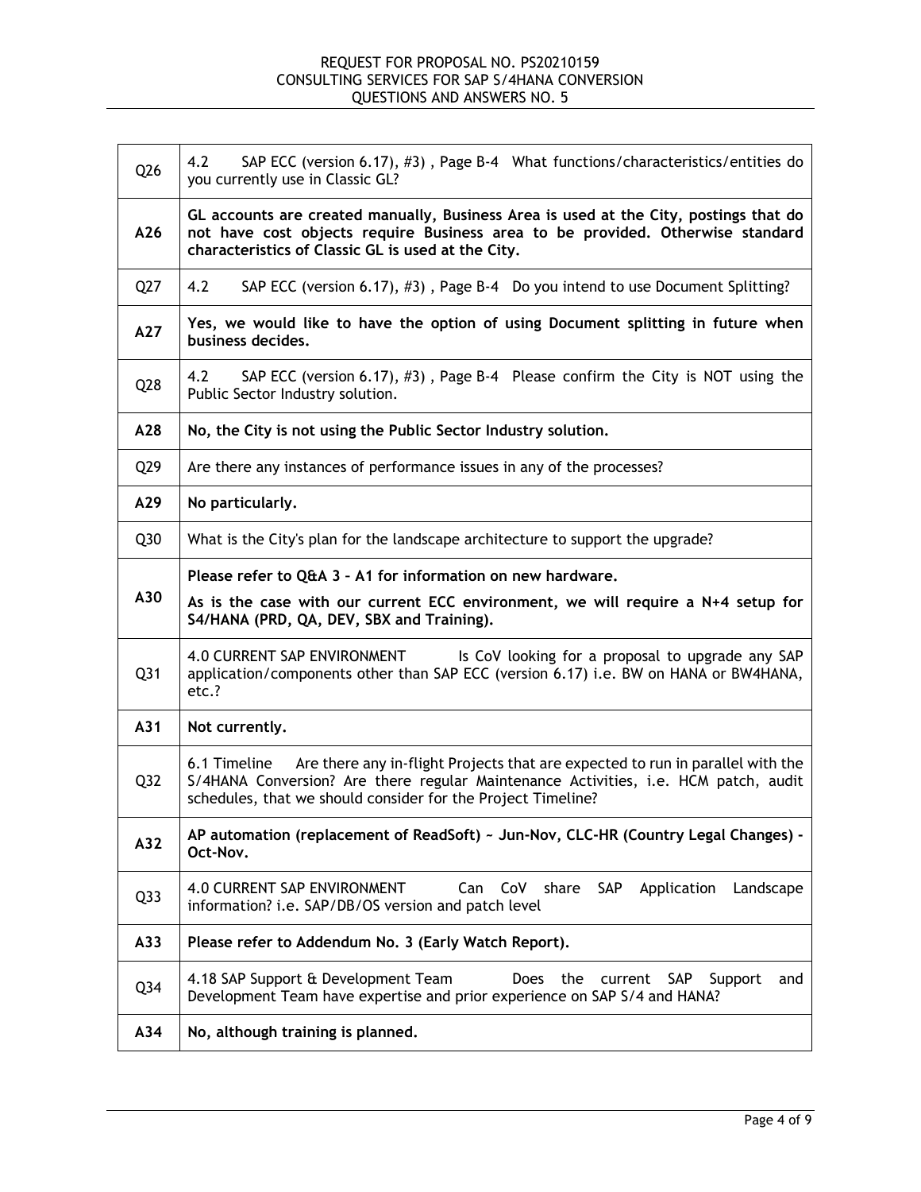| Q26 | 4.2 SAP ECC (version 6.17), #3) , Page B-4 What functions/characteristics/entities do you currently use in Classic GL? |
|---|---|
| **A26** | **GL accounts are created manually, Business Area is used at the City, postings that do not have cost objects require Business area to be provided. Otherwise standard characteristics of Classic GL is used at the City.** |
| Q27 | 4.2 SAP ECC (version 6.17), #3) , Page B-4 Do you intend to use Document Splitting? |
| **A27** | **Yes, we would like to have the option of using Document splitting in future when business decides.** |
| Q28 | 4.2 SAP ECC (version 6.17), #3) , Page B-4 Please confirm the City is NOT using the Public Sector Industry solution. |
| **A28** | **No, the City is not using the Public Sector Industry solution.** |
| Q29 | Are there any instances of performance issues in any of the processes? |
| **A29** | **No particularly.** |
| Q30 | What is the City's plan for the landscape architecture to support the upgrade? |
| **A30** | **Please refer to Q&A 3 – A1 for information on new hardware.** <br> **As is the case with our current ECC environment, we will require a N+4 setup for S4/HANA (PRD, QA, DEV, SBX and Training).** |
| Q31 | 4.0 CURRENT SAP ENVIRONMENT Is CoV looking for a proposal to upgrade any SAP application/components other than SAP ECC (version 6.17) i.e. BW on HANA or BW4HANA, etc.? |
| **A31** | **Not currently.** |
| Q32 | 6.1 Timeline Are there any in-flight Projects that are expected to run in parallel with the S/4HANA Conversion? Are there regular Maintenance Activities, i.e. HCM patch, audit schedules, that we should consider for the Project Timeline? |
| **A32** | **AP automation (replacement of ReadSoft) ~ Jun-Nov, CLC-HR (Country Legal Changes) - Oct-Nov.** |
| Q33 | 4.0 CURRENT SAP ENVIRONMENT Can CoV share SAP Application Landscape information? i.e. SAP/DB/OS version and patch level |
| **A33** | **Please refer to Addendum No. 3 (Early Watch Report).** |
| Q34 | 4.18 SAP Support & Development Team Does the current SAP Support and Development Team have expertise and prior experience on SAP S/4 and HANA? |
| **A34** | **No, although training is planned.** |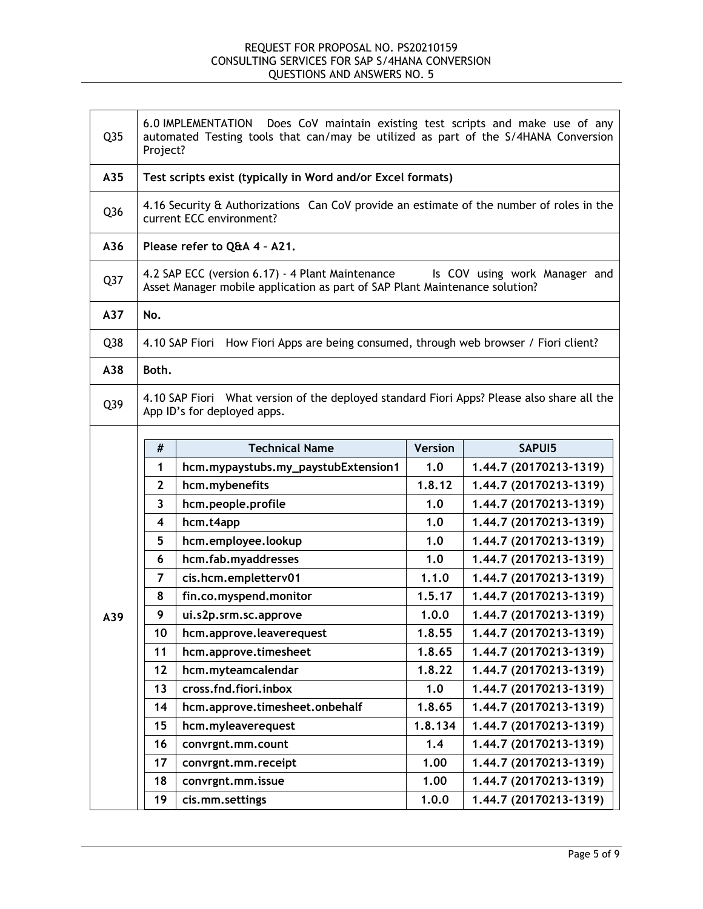| | |
|---|---|
| Q35 | 6.0 IMPLEMENTATION Does CoV maintain existing test scripts and make use of any automated Testing tools that can/may be utilized as part of the S/4HANA Conversion Project? |
| **A35** | **Test scripts exist (typically in Word and/or Excel formats)** |
| Q36 | 4.16 Security & Authorizations Can CoV provide an estimate of the number of roles in the current ECC environment? |
| **A36** | **Please refer to Q&A 4 – A21.** |
| Q37 | 4.2 SAP ECC (version 6.17) - 4 Plant Maintenance Is COV using work Manager and Asset Manager mobile application as part of SAP Plant Maintenance solution? |
| **A37** | **No.** |
| Q38 | 4.10 SAP Fiori How Fiori Apps are being consumed, through web browser / Fiori client? |
| **A38** | **Both.** |
| Q39 | 4.10 SAP Fiori What version of the deployed standard Fiori Apps? Please also share all the App ID's for deployed apps. |
| **A39** | (see table below) |

| # | Technical Name | Version | SAPUI5 |
|---|---|---|---|
| 1 | hcm.mypaystubs.my_paystubExtension1 | 1.0 | 1.44.7 (20170213-1319) |
| 2 | hcm.mybenefits | 1.8.12 | 1.44.7 (20170213-1319) |
| 3 | hcm.people.profile | 1.0 | 1.44.7 (20170213-1319) |
| 4 | hcm.t4app | 1.0 | 1.44.7 (20170213-1319) |
| 5 | hcm.employee.lookup | 1.0 | 1.44.7 (20170213-1319) |
| 6 | hcm.fab.myaddresses | 1.0 | 1.44.7 (20170213-1319) |
| 7 | cis.hcm.empletterv01 | 1.1.0 | 1.44.7 (20170213-1319) |
| 8 | fin.co.myspend.monitor | 1.5.17 | 1.44.7 (20170213-1319) |
| 9 | ui.s2p.srm.sc.approve | 1.0.0 | 1.44.7 (20170213-1319) |
| 10 | hcm.approve.leaverequest | 1.8.55 | 1.44.7 (20170213-1319) |
| 11 | hcm.approve.timesheet | 1.8.65 | 1.44.7 (20170213-1319) |
| 12 | hcm.myteamcalendar | 1.8.22 | 1.44.7 (20170213-1319) |
| 13 | cross.fnd.fiori.inbox | 1.0 | 1.44.7 (20170213-1319) |
| 14 | hcm.approve.timesheet.onbehalf | 1.8.65 | 1.44.7 (20170213-1319) |
| 15 | hcm.myleaverequest | 1.8.134 | 1.44.7 (20170213-1319) |
| 16 | convrgnt.mm.count | 1.4 | 1.44.7 (20170213-1319) |
| 17 | convrgnt.mm.receipt | 1.00 | 1.44.7 (20170213-1319) |
| 18 | convrgnt.mm.issue | 1.00 | 1.44.7 (20170213-1319) |
| 19 | cis.mm.settings | 1.0.0 | 1.44.7 (20170213-1319) |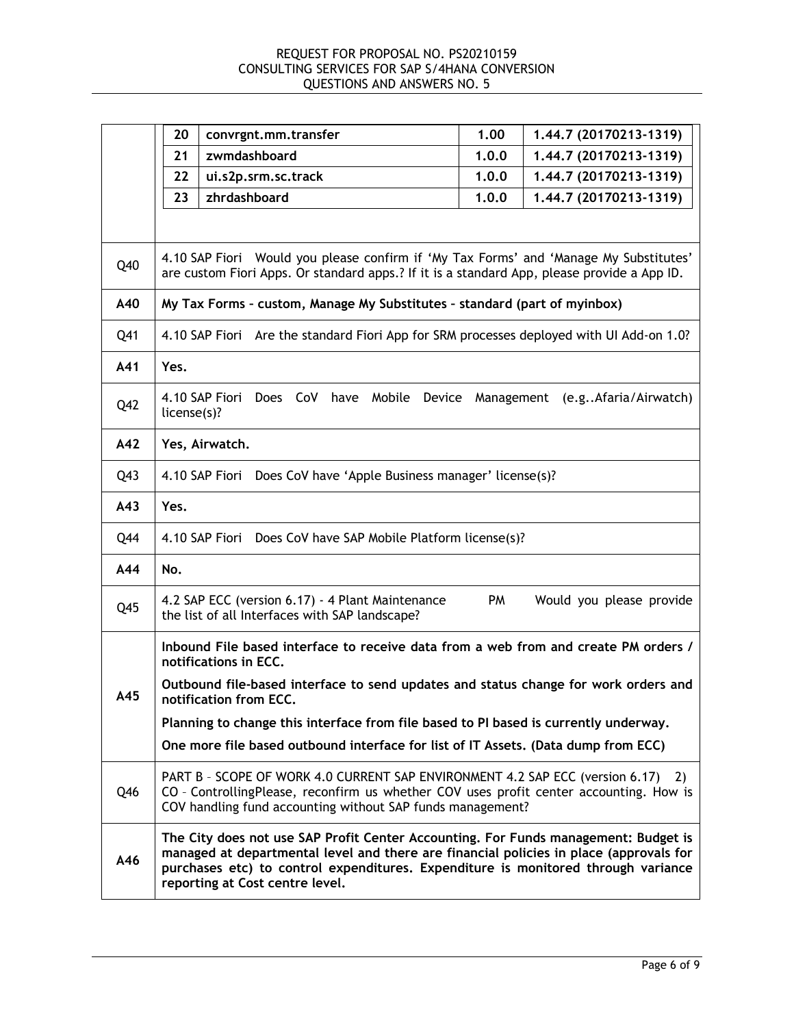| | |
|---|---|
| | <table><tr><td>20</td><td>convrgnt.mm.transfer</td><td>1.00</td><td>1.44.7 (20170213-1319)</td></tr><tr><td>21</td><td>zwmdashboard</td><td>1.0.0</td><td>1.44.7 (20170213-1319)</td></tr><tr><td>22</td><td>ui.s2p.srm.sc.track</td><td>1.0.0</td><td>1.44.7 (20170213-1319)</td></tr><tr><td>23</td><td>zhrdashboard</td><td>1.0.0</td><td>1.44.7 (20170213-1319)</td></tr></table> |
| Q40 | 4.10 SAP Fiori Would you please confirm if 'My Tax Forms' and 'Manage My Substitutes' are custom Fiori Apps. Or standard apps.? If it is a standard App, please provide a App ID. |
| **A40** | **My Tax Forms – custom, Manage My Substitutes – standard (part of myinbox)** |
| Q41 | 4.10 SAP Fiori Are the standard Fiori App for SRM processes deployed with UI Add-on 1.0? |
| **A41** | **Yes.** |
| Q42 | 4.10 SAP Fiori Does CoV have Mobile Device Management (e.g..Afaria/Airwatch) license(s)? |
| **A42** | **Yes, Airwatch.** |
| Q43 | 4.10 SAP Fiori Does CoV have 'Apple Business manager' license(s)? |
| **A43** | **Yes.** |
| Q44 | 4.10 SAP Fiori Does CoV have SAP Mobile Platform license(s)? |
| **A44** | **No.** |
| Q45 | 4.2 SAP ECC (version 6.17) - 4 Plant Maintenance PM Would you please provide the list of all Interfaces with SAP landscape? |
| **A45** | **Inbound File based interface to receive data from a web from and create PM orders / notifications in ECC.**<br><br>**Outbound file-based interface to send updates and status change for work orders and notification from ECC.**<br><br>**Planning to change this interface from file based to PI based is currently underway.**<br><br>**One more file based outbound interface for list of IT Assets. (Data dump from ECC)** |
| Q46 | PART B – SCOPE OF WORK 4.0 CURRENT SAP ENVIRONMENT 4.2 SAP ECC (version 6.17) 2) CO – ControllingPlease, reconfirm us whether COV uses profit center accounting. How is COV handling fund accounting without SAP funds management? |
| **A46** | **The City does not use SAP Profit Center Accounting. For Funds management: Budget is managed at departmental level and there are financial policies in place (approvals for purchases etc) to control expenditures. Expenditure is monitored through variance reporting at Cost centre level.** |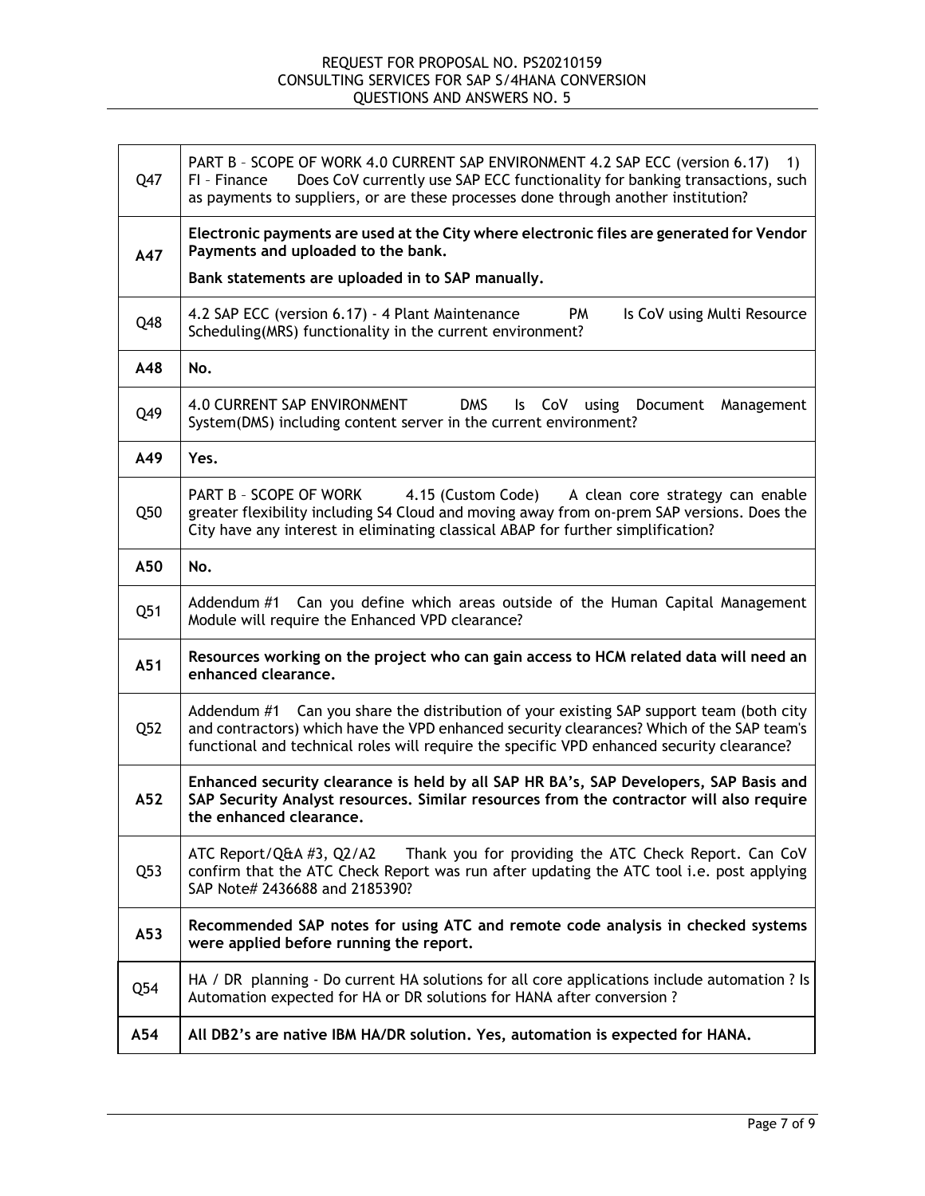| | |
|---|---|
| Q47 | PART B – SCOPE OF WORK 4.0 CURRENT SAP ENVIRONMENT 4.2 SAP ECC (version 6.17) 1) FI – Finance Does CoV currently use SAP ECC functionality for banking transactions, such as payments to suppliers, or are these processes done through another institution? |
| **A47** | **Electronic payments are used at the City where electronic files are generated for Vendor Payments and uploaded to the bank.**<br>**Bank statements are uploaded in to SAP manually.** |
| Q48 | 4.2 SAP ECC (version 6.17) - 4 Plant Maintenance PM Is CoV using Multi Resource Scheduling(MRS) functionality in the current environment? |
| **A48** | **No.** |
| Q49 | 4.0 CURRENT SAP ENVIRONMENT DMS Is CoV using Document Management System(DMS) including content server in the current environment? |
| **A49** | **Yes.** |
| Q50 | PART B – SCOPE OF WORK 4.15 (Custom Code) A clean core strategy can enable greater flexibility including S4 Cloud and moving away from on-prem SAP versions. Does the City have any interest in eliminating classical ABAP for further simplification? |
| **A50** | **No.** |
| Q51 | Addendum #1 Can you define which areas outside of the Human Capital Management Module will require the Enhanced VPD clearance? |
| **A51** | **Resources working on the project who can gain access to HCM related data will need an enhanced clearance.** |
| Q52 | Addendum #1 Can you share the distribution of your existing SAP support team (both city and contractors) which have the VPD enhanced security clearances? Which of the SAP team's functional and technical roles will require the specific VPD enhanced security clearance? |
| **A52** | **Enhanced security clearance is held by all SAP HR BA's, SAP Developers, SAP Basis and SAP Security Analyst resources. Similar resources from the contractor will also require the enhanced clearance.** |
| Q53 | ATC Report/Q&A #3, Q2/A2 Thank you for providing the ATC Check Report. Can CoV confirm that the ATC Check Report was run after updating the ATC tool i.e. post applying SAP Note# 2436688 and 2185390? |
| **A53** | **Recommended SAP notes for using ATC and remote code analysis in checked systems were applied before running the report.** |
| Q54 | HA / DR planning - Do current HA solutions for all core applications include automation ? Is Automation expected for HA or DR solutions for HANA after conversion ? |
| **A54** | **All DB2's are native IBM HA/DR solution. Yes, automation is expected for HANA.** |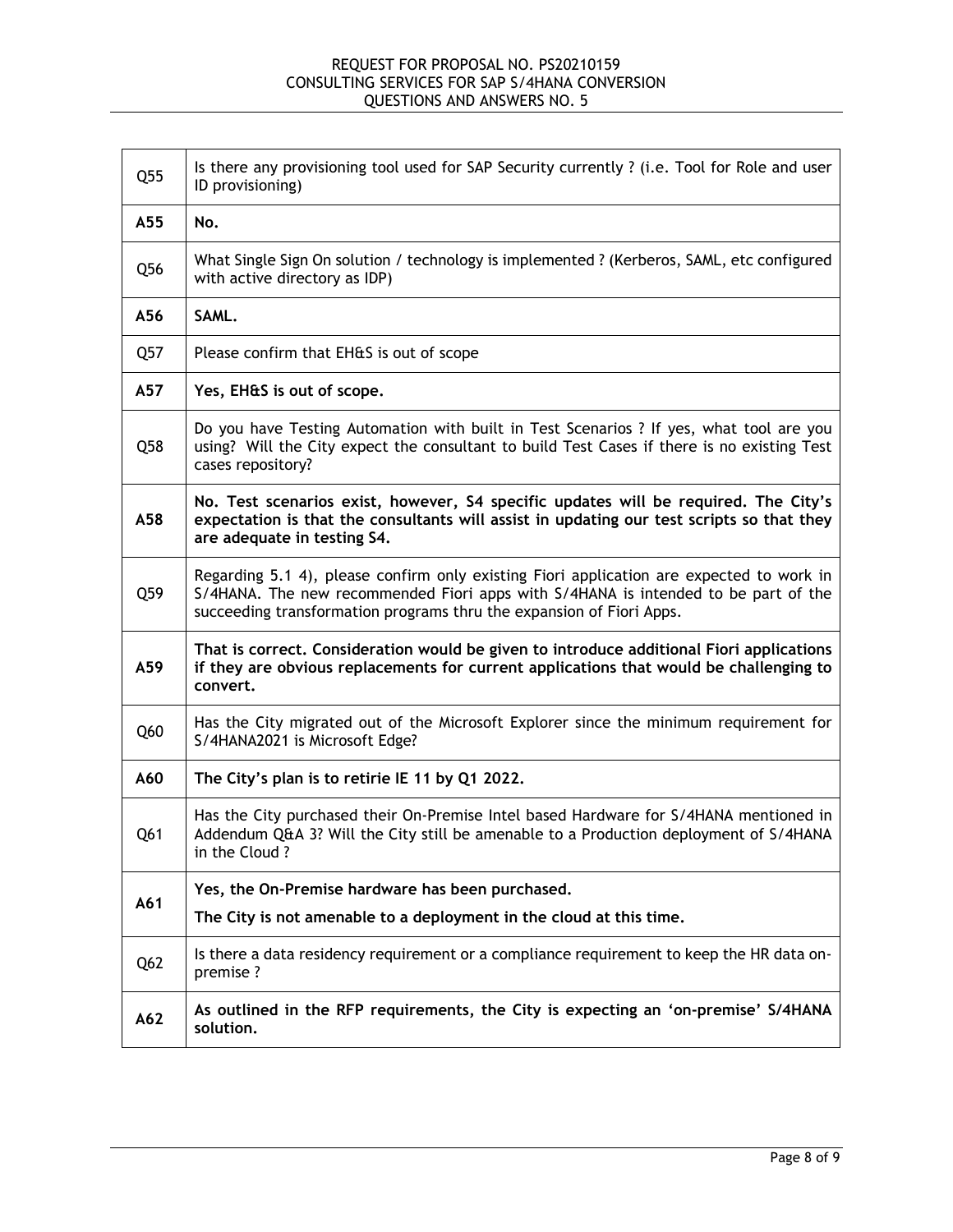| | |
|---|---|
| Q55 | Is there any provisioning tool used for SAP Security currently ? (i.e. Tool for Role and user ID provisioning) |
| **A55** | **No.** |
| Q56 | What Single Sign On solution / technology is implemented ? (Kerberos, SAML, etc configured with active directory as IDP) |
| **A56** | **SAML.** |
| Q57 | Please confirm that EH&S is out of scope |
| **A57** | **Yes, EH&S is out of scope.** |
| Q58 | Do you have Testing Automation with built in Test Scenarios ? If yes, what tool are you using? Will the City expect the consultant to build Test Cases if there is no existing Test cases repository? |
| **A58** | **No. Test scenarios exist, however, S4 specific updates will be required. The City's expectation is that the consultants will assist in updating our test scripts so that they are adequate in testing S4.** |
| Q59 | Regarding 5.1 4), please confirm only existing Fiori application are expected to work in S/4HANA. The new recommended Fiori apps with S/4HANA is intended to be part of the succeeding transformation programs thru the expansion of Fiori Apps. |
| **A59** | **That is correct. Consideration would be given to introduce additional Fiori applications if they are obvious replacements for current applications that would be challenging to convert.** |
| Q60 | Has the City migrated out of the Microsoft Explorer since the minimum requirement for S/4HANA2021 is Microsoft Edge? |
| **A60** | **The City's plan is to retirie IE 11 by Q1 2022.** |
| Q61 | Has the City purchased their On-Premise Intel based Hardware for S/4HANA mentioned in Addendum Q&A 3? Will the City still be amenable to a Production deployment of S/4HANA in the Cloud ? |
| **A61** | **Yes, the On-Premise hardware has been purchased.** <br> **The City is not amenable to a deployment in the cloud at this time.** |
| Q62 | Is there a data residency requirement or a compliance requirement to keep the HR data on-premise ? |
| **A62** | **As outlined in the RFP requirements, the City is expecting an 'on-premise' S/4HANA solution.** |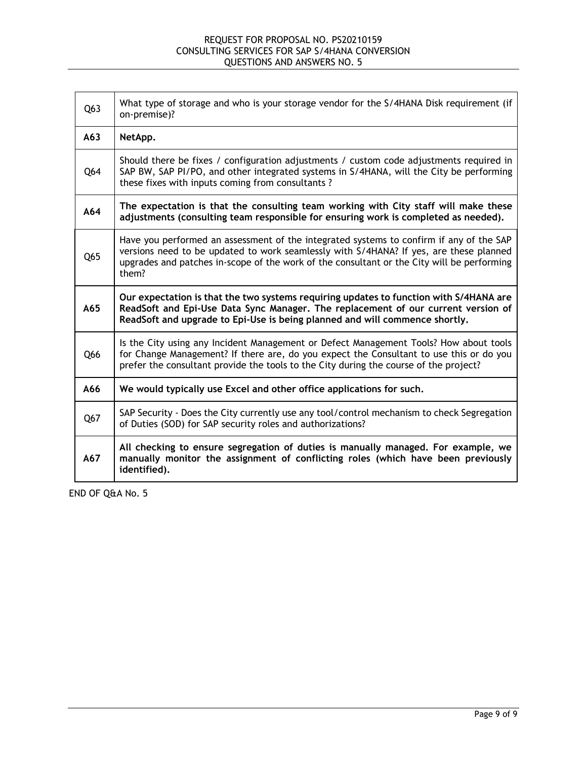| | |
|---|---|
| Q63 | What type of storage and who is your storage vendor for the S/4HANA Disk requirement (if on-premise)? |
| **A63** | **NetApp.** |
| Q64 | Should there be fixes / configuration adjustments / custom code adjustments required in SAP BW, SAP PI/PO, and other integrated systems in S/4HANA, will the City be performing these fixes with inputs coming from consultants ? |
| **A64** | **The expectation is that the consulting team working with City staff will make these adjustments (consulting team responsible for ensuring work is completed as needed).** |
| Q65 | Have you performed an assessment of the integrated systems to confirm if any of the SAP versions need to be updated to work seamlessly with S/4HANA? If yes, are these planned upgrades and patches in-scope of the work of the consultant or the City will be performing them? |
| **A65** | **Our expectation is that the two systems requiring updates to function with S/4HANA are ReadSoft and Epi-Use Data Sync Manager. The replacement of our current version of ReadSoft and upgrade to Epi-Use is being planned and will commence shortly.** |
| Q66 | Is the City using any Incident Management or Defect Management Tools? How about tools for Change Management? If there are, do you expect the Consultant to use this or do you prefer the consultant provide the tools to the City during the course of the project? |
| **A66** | **We would typically use Excel and other office applications for such.** |
| Q67 | SAP Security - Does the City currently use any tool/control mechanism to check Segregation of Duties (SOD) for SAP security roles and authorizations? |
| **A67** | **All checking to ensure segregation of duties is manually managed. For example, we manually monitor the assignment of conflicting roles (which have been previously identified).** |

END OF Q&A No. 5